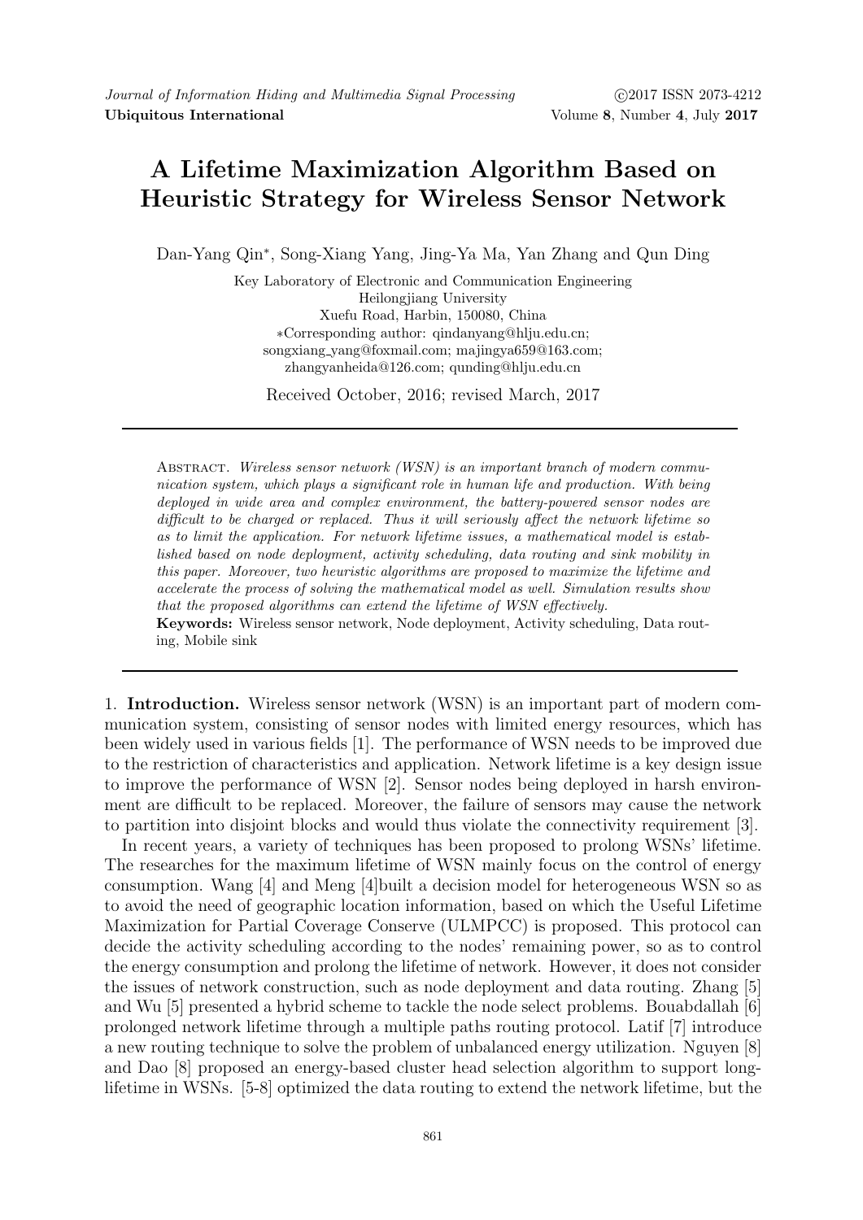# A Lifetime Maximization Algorithm Based on Heuristic Strategy for Wireless Sensor Network

Dan-Yang Qin*, Song-Xiang Yang, Jing-Ya Ma, Yan Zhang and Qun Ding

Key Laboratory of Electronic and Communication Engineering
Heilongjiang University
Xuefu Road, Harbin, 150080, China
*Corresponding author: qindanyang@hlju.edu.cn;
songxiang_yang@foxmail.com; majingya659@163.com;
zhangyanheida@126.com; qunding@hlju.edu.cn

Received October, 2016; revised March, 2017

Abstract. *Wireless sensor network (WSN) is an important branch of modern communication system, which plays a significant role in human life and production. With being deployed in wide area and complex environment, the battery-powered sensor nodes are difficult to be charged or replaced. Thus it will seriously affect the network lifetime so as to limit the application. For network lifetime issues, a mathematical model is established based on node deployment, activity scheduling, data routing and sink mobility in this paper. Moreover, two heuristic algorithms are proposed to maximize the lifetime and accelerate the process of solving the mathematical model as well. Simulation results show that the proposed algorithms can extend the lifetime of WSN effectively.*

**Keywords:** Wireless sensor network, Node deployment, Activity scheduling, Data routing, Mobile sink

## 1. Introduction.

Wireless sensor network (WSN) is an important part of modern communication system, consisting of sensor nodes with limited energy resources, which has been widely used in various fields [1]. The performance of WSN needs to be improved due to the restriction of characteristics and application. Network lifetime is a key design issue to improve the performance of WSN [2]. Sensor nodes being deployed in harsh environment are difficult to be replaced. Moreover, the failure of sensors may cause the network to partition into disjoint blocks and would thus violate the connectivity requirement [3].

In recent years, a variety of techniques has been proposed to prolong WSNs' lifetime. The researches for the maximum lifetime of WSN mainly focus on the control of energy consumption. Wang [4] and Meng [4]built a decision model for heterogeneous WSN so as to avoid the need of geographic location information, based on which the Useful Lifetime Maximization for Partial Coverage Conserve (ULMPCC) is proposed. This protocol can decide the activity scheduling according to the nodes' remaining power, so as to control the energy consumption and prolong the lifetime of network. However, it does not consider the issues of network construction, such as node deployment and data routing. Zhang [5] and Wu [5] presented a hybrid scheme to tackle the node select problems. Bouabdallah [6] prolonged network lifetime through a multiple paths routing protocol. Latif [7] introduce a new routing technique to solve the problem of unbalanced energy utilization. Nguyen [8] and Dao [8] proposed an energy-based cluster head selection algorithm to support long-lifetime in WSNs. [5-8] optimized the data routing to extend the network lifetime, but the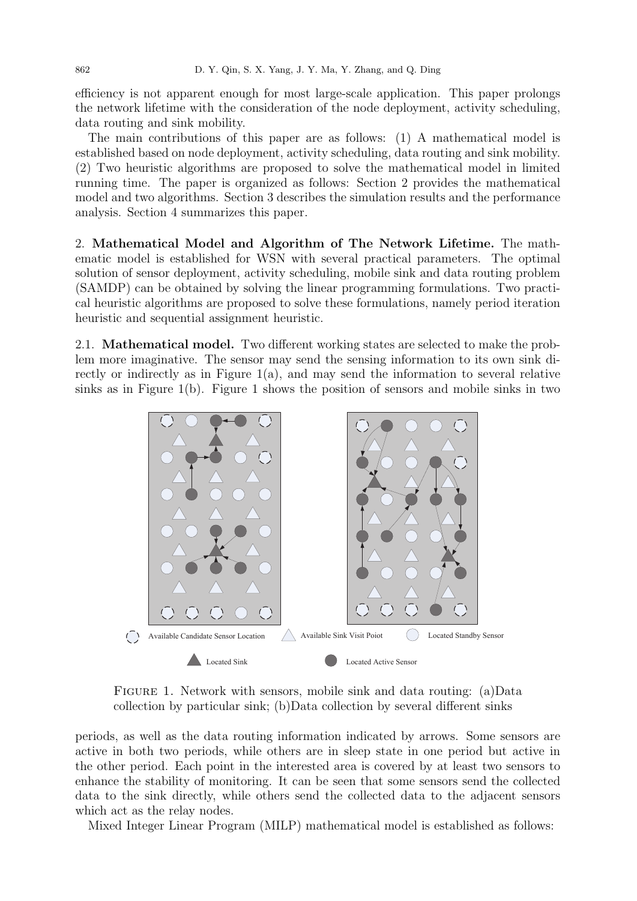efficiency is not apparent enough for most large-scale application. This paper prolongs the network lifetime with the consideration of the node deployment, activity scheduling, data routing and sink mobility.

The main contributions of this paper are as follows: (1) A mathematical model is established based on node deployment, activity scheduling, data routing and sink mobility. (2) Two heuristic algorithms are proposed to solve the mathematical model in limited running time. The paper is organized as follows: Section 2 provides the mathematical model and two algorithms. Section 3 describes the simulation results and the performance analysis. Section 4 summarizes this paper.

## 2. Mathematical Model and Algorithm of The Network Lifetime.

The mathematic model is established for WSN with several practical parameters. The optimal solution of sensor deployment, activity scheduling, mobile sink and data routing problem (SAMDP) can be obtained by solving the linear programming formulations. Two practical heuristic algorithms are proposed to solve these formulations, namely period iteration heuristic and sequential assignment heuristic.

### 2.1. Mathematical model.

Two different working states are selected to make the problem more imaginative. The sensor may send the sensing information to its own sink directly or indirectly as in Figure 1(a), and may send the information to several relative sinks as in Figure 1(b). Figure 1 shows the position of sensors and mobile sinks in two

Available Candidate Sensor Location — Available Sink Visit Poiot — Located Standby Sensor — Located Sink — Located Active Sensor

Figure 1. Network with sensors, mobile sink and data routing: (a)Data collection by particular sink; (b)Data collection by several different sinks

periods, as well as the data routing information indicated by arrows. Some sensors are active in both two periods, while others are in sleep state in one period but active in the other period. Each point in the interested area is covered by at least two sensors to enhance the stability of monitoring. It can be seen that some sensors send the collected data to the sink directly, while others send the collected data to the adjacent sensors which act as the relay nodes.

Mixed Integer Linear Program (MILP) mathematical model is established as follows: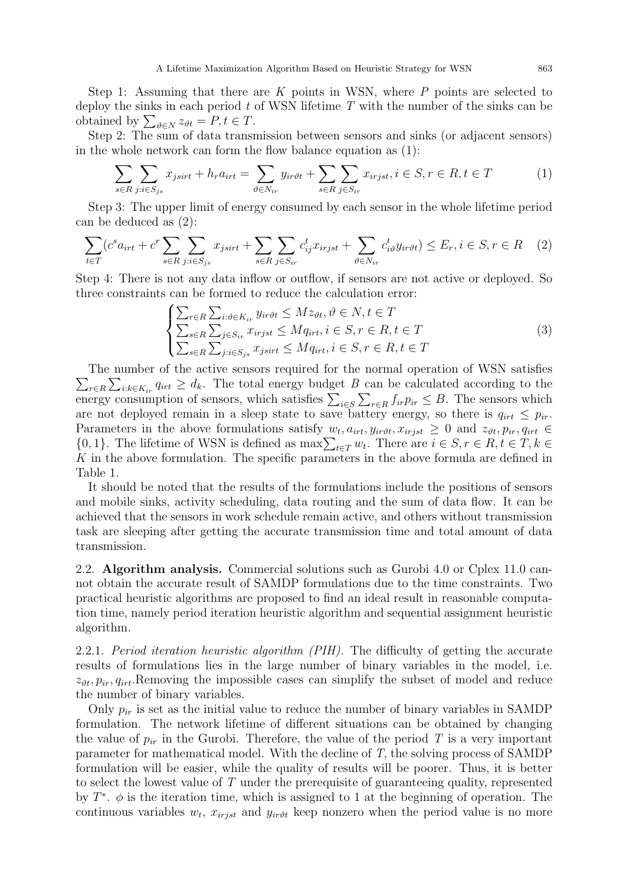Step 1: Assuming that there are $K$ points in WSN, where $P$ points are selected to deploy the sinks in each period $t$ of WSN lifetime $T$ with the number of the sinks can be obtained by $\sum_{\vartheta \in N} z_{\vartheta t} = P, t \in T$.

Step 2: The sum of data transmission between sensors and sinks (or adjacent sensors) in the whole network can form the flow balance equation as (1):

$$\sum_{s\in R}\sum_{j:i\in S_{js}} x_{jsirt} + h_r a_{irt} = \sum_{\vartheta\in N_{ir}} y_{ir\vartheta t} + \sum_{s\in R}\sum_{j\in S_{ir}} x_{irjst}, i\in S, r\in R, t\in T \tag{1}$$

Step 3: The upper limit of energy consumed by each sensor in the whole lifetime period can be deduced as (2):

$$\sum_{t\in T}(c^s a_{irt} + c^r \sum_{s\in R}\sum_{j:i\in S_{js}} x_{jsirt} + \sum_{s\in R}\sum_{j\in S_{ir}} c^t_{ij} x_{irjst} + \sum_{\vartheta\in N_{ir}} c^t_{i\vartheta} y_{ir\vartheta t}) \leq E_r, i\in S, r\in R \tag{2}$$

Step 4: There is not any data inflow or outflow, if sensors are not active or deployed. So three constraints can be formed to reduce the calculation error:

$$\begin{cases} \sum_{r\in R}\sum_{i:\vartheta\in K_{ir}} y_{ir\vartheta t} \leq M z_{\vartheta t}, \vartheta\in N, t\in T \\ \sum_{s\in R}\sum_{j\in S_{ir}} x_{irjst} \leq M q_{irt}, i\in S, r\in R, t\in T \\ \sum_{s\in R}\sum_{j:i\in S_{js}} x_{jsirt} \leq M q_{irt}, i\in S, r\in R, t\in T \end{cases} \tag{3}$$

The number of the active sensors required for the normal operation of WSN satisfies $\sum_{r\in R}\sum_{i:k\in K_{ir}} q_{irt} \geq d_k$. The total energy budget $B$ can be calculated according to the energy consumption of sensors, which satisfies $\sum_{i\in S}\sum_{r\in R} f_{ir} p_{ir} \leq B$. The sensors which are not deployed remain in a sleep state to save battery energy, so there is $q_{irt} \leq p_{ir}$. Parameters in the above formulations satisfy $w_t, a_{irt}, y_{ir\vartheta t}, x_{irjst} \geq 0$ and $z_{\vartheta t}, p_{ir}, q_{irt} \in \{0, 1\}$. The lifetime of WSN is defined as $\max \sum_{t\in T} w_t$. There are $i \in S, r \in R, t \in T, k \in K$ in the above formulation. The specific parameters in the above formula are defined in Table 1.

It should be noted that the results of the formulations include the positions of sensors and mobile sinks, activity scheduling, data routing and the sum of data flow. It can be achieved that the sensors in work schedule remain active, and others without transmission task are sleeping after getting the accurate transmission time and total amount of data transmission.

### 2.2. **Algorithm analysis.**

Commercial solutions such as Gurobi 4.0 or Cplex 11.0 cannot obtain the accurate result of SAMDP formulations due to the time constraints. Two practical heuristic algorithms are proposed to find an ideal result in reasonable computation time, namely period iteration heuristic algorithm and sequential assignment heuristic algorithm.

#### 2.2.1. *Period iteration heuristic algorithm (PIH).*

The difficulty of getting the accurate results of formulations lies in the large number of binary variables in the model, i.e. $z_{\vartheta t}, p_{ir}, q_{irt}$.Removing the impossible cases can simplify the subset of model and reduce the number of binary variables.

Only $p_{ir}$ is set as the initial value to reduce the number of binary variables in SAMDP formulation. The network lifetime of different situations can be obtained by changing the value of $p_{ir}$ in the Gurobi. Therefore, the value of the period $T$ is a very important parameter for mathematical model. With the decline of $T$, the solving process of SAMDP formulation will be easier, while the quality of results will be poorer. Thus, it is better to select the lowest value of $T$ under the prerequisite of guaranteeing quality, represented by $T^*$. $\phi$ is the iteration time, which is assigned to 1 at the beginning of operation. The continuous variables $w_t$, $x_{irjst}$ and $y_{ir\vartheta t}$ keep nonzero when the period value is no more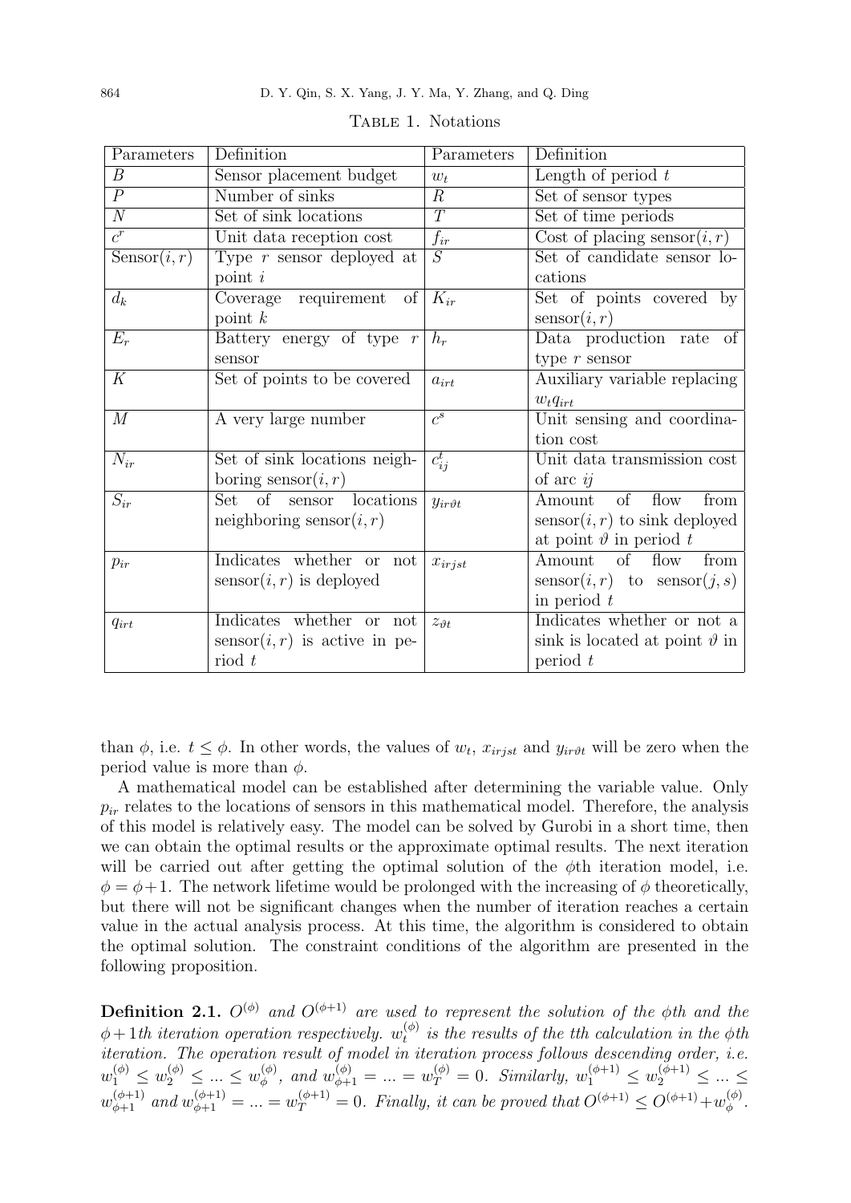Table 1. Notations

| Parameters | Definition | Parameters | Definition |
| --- | --- | --- | --- |
| $B$ | Sensor placement budget | $w_t$ | Length of period $t$ |
| $P$ | Number of sinks | $R$ | Set of sensor types |
| $N$ | Set of sink locations | $T$ | Set of time periods |
| $c^r$ | Unit data reception cost | $f_{ir}$ | Cost of placing sensor$(i, r)$ |
| Sensor$(i, r)$ | Type $r$ sensor deployed at point $i$ | $S$ | Set of candidate sensor locations |
| $d_k$ | Coverage requirement of point $k$ | $K_{ir}$ | Set of points covered by sensor$(i, r)$ |
| $E_r$ | Battery energy of type $r$ sensor | $h_r$ | Data production rate of type $r$ sensor |
| $K$ | Set of points to be covered | $a_{irt}$ | Auxiliary variable replacing $w_t q_{irt}$ |
| $M$ | A very large number | $c^s$ | Unit sensing and coordination cost |
| $N_{ir}$ | Set of sink locations neighboring sensor$(i, r)$ | $c^t_{ij}$ | Unit data transmission cost of arc $ij$ |
| $S_{ir}$ | Set of sensor locations neighboring sensor$(i, r)$ | $y_{ir\vartheta t}$ | Amount of flow from sensor$(i, r)$ to sink deployed at point $\vartheta$ in period $t$ |
| $p_{ir}$ | Indicates whether or not sensor$(i, r)$ is deployed | $x_{irjst}$ | Amount of flow from sensor$(i, r)$ to sensor$(j, s)$ in period $t$ |
| $q_{irt}$ | Indicates whether or not sensor$(i, r)$ is active in period $t$ | $z_{\vartheta t}$ | Indicates whether or not a sink is located at point $\vartheta$ in period $t$ |

than $\phi$, i.e. $t \leq \phi$. In other words, the values of $w_t$, $x_{irjst}$ and $y_{ir\vartheta t}$ will be zero when the period value is more than $\phi$.

A mathematical model can be established after determining the variable value. Only $p_{ir}$ relates to the locations of sensors in this mathematical model. Therefore, the analysis of this model is relatively easy. The model can be solved by Gurobi in a short time, then we can obtain the optimal results or the approximate optimal results. The next iteration will be carried out after getting the optimal solution of the $\phi$th iteration model, i.e. $\phi = \phi + 1$. The network lifetime would be prolonged with the increasing of $\phi$ theoretically, but there will not be significant changes when the number of iteration reaches a certain value in the actual analysis process. At this time, the algorithm is considered to obtain the optimal solution. The constraint conditions of the algorithm are presented in the following proposition.

**Definition 2.1.** *$O^{(\phi)}$ and $O^{(\phi+1)}$ are used to represent the solution of the $\phi$th and the $\phi+1$th iteration operation respectively. $w_t^{(\phi)}$ is the results of the $t$th calculation in the $\phi$th iteration. The operation result of model in iteration process follows descending order, i.e. $w_1^{(\phi)} \leq w_2^{(\phi)} \leq ... \leq w_\phi^{(\phi)}$, and $w_{\phi+1}^{(\phi)} = ... = w_T^{(\phi)} = 0$. Similarly, $w_1^{(\phi+1)} \leq w_2^{(\phi+1)} \leq ... \leq w_{\phi+1}^{(\phi+1)}$ and $w_{\phi+1}^{(\phi+1)} = ... = w_T^{(\phi+1)} = 0$. Finally, it can be proved that $O^{(\phi+1)} \leq O^{(\phi+1)} + w_\phi^{(\phi)}$.*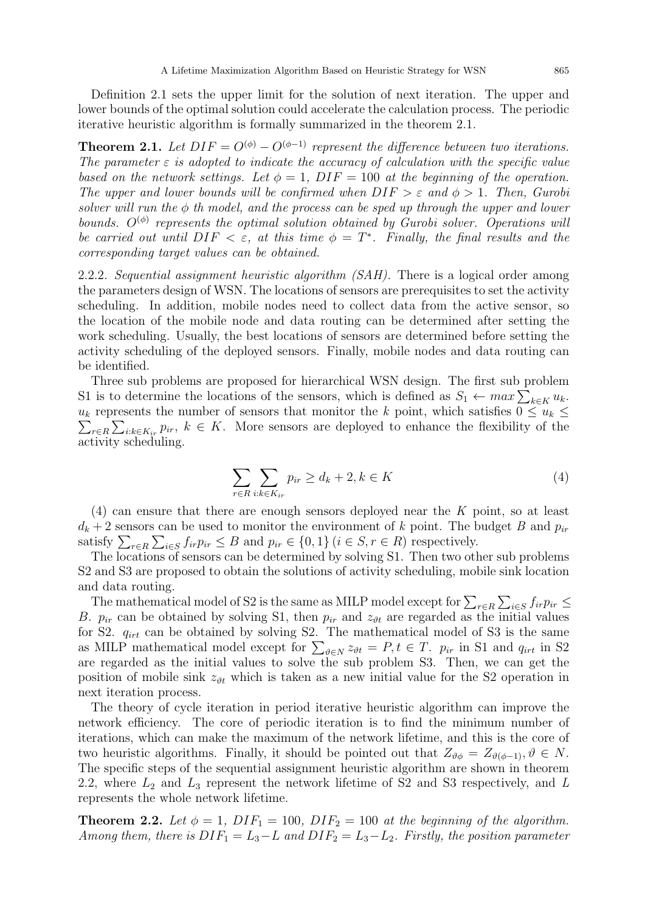Definition 2.1 sets the upper limit for the solution of next iteration. The upper and lower bounds of the optimal solution could accelerate the calculation process. The periodic iterative heuristic algorithm is formally summarized in the theorem 2.1.

**Theorem 2.1.** *Let $DIF = O^{(\phi)} - O^{(\phi-1)}$ represent the difference between two iterations. The parameter $\varepsilon$ is adopted to indicate the accuracy of calculation with the specific value based on the network settings. Let $\phi = 1$, $DIF = 100$ at the beginning of the operation. The upper and lower bounds will be confirmed when $DIF > \varepsilon$ and $\phi > 1$. Then, Gurobi solver will run the $\phi$ th model, and the process can be sped up through the upper and lower bounds. $O^{(\phi)}$ represents the optimal solution obtained by Gurobi solver. Operations will be carried out until $DIF < \varepsilon$, at this time $\phi = T^*$. Finally, the final results and the corresponding target values can be obtained.*

2.2.2. *Sequential assignment heuristic algorithm (SAH).* There is a logical order among the parameters design of WSN. The locations of sensors are prerequisites to set the activity scheduling. In addition, mobile nodes need to collect data from the active sensor, so the location of the mobile node and data routing can be determined after setting the work scheduling. Usually, the best locations of sensors are determined before setting the activity scheduling of the deployed sensors. Finally, mobile nodes and data routing can be identified.

Three sub problems are proposed for hierarchical WSN design. The first sub problem S1 is to determine the locations of the sensors, which is defined as $S_1 \leftarrow max \sum_{k \in K} u_k$. $u_k$ represents the number of sensors that monitor the $k$ point, which satisfies $0 \leq u_k \leq \sum_{r \in R} \sum_{i:k \in K_{ir}} p_{ir}$, $k \in K$. More sensors are deployed to enhance the flexibility of the activity scheduling.

$$\sum_{r \in R} \sum_{i:k \in K_{ir}} p_{ir} \geq d_k + 2, k \in K \tag{4}$$

(4) can ensure that there are enough sensors deployed near the $K$ point, so at least $d_k + 2$ sensors can be used to monitor the environment of $k$ point. The budget $B$ and $p_{ir}$ satisfy $\sum_{r \in R} \sum_{i \in S} f_{ir} p_{ir} \leq B$ and $p_{ir} \in \{0, 1\}$ $(i \in S, r \in R)$ respectively.

The locations of sensors can be determined by solving S1. Then two other sub problems S2 and S3 are proposed to obtain the solutions of activity scheduling, mobile sink location and data routing.

The mathematical model of S2 is the same as MILP model except for $\sum_{r \in R} \sum_{i \in S} f_{ir} p_{ir} \leq B$. $p_{ir}$ can be obtained by solving S1, then $p_{ir}$ and $z_{\vartheta t}$ are regarded as the initial values for S2. $q_{irt}$ can be obtained by solving S2. The mathematical model of S3 is the same as MILP mathematical model except for $\sum_{\vartheta \in N} z_{\vartheta t} = P, t \in T$. $p_{ir}$ in S1 and $q_{irt}$ in S2 are regarded as the initial values to solve the sub problem S3. Then, we can get the position of mobile sink $z_{\vartheta t}$ which is taken as a new initial value for the S2 operation in next iteration process.

The theory of cycle iteration in period iterative heuristic algorithm can improve the network efficiency. The core of periodic iteration is to find the minimum number of iterations, which can make the maximum of the network lifetime, and this is the core of two heuristic algorithms. Finally, it should be pointed out that $Z_{\vartheta \phi} = Z_{\vartheta(\phi-1)}, \vartheta \in N$. The specific steps of the sequential assignment heuristic algorithm are shown in theorem 2.2, where $L_2$ and $L_3$ represent the network lifetime of S2 and S3 respectively, and $L$ represents the whole network lifetime.

**Theorem 2.2.** *Let $\phi = 1$, $DIF_1 = 100$, $DIF_2 = 100$ at the beginning of the algorithm. Among them, there is $DIF_1 = L_3 - L$ and $DIF_2 = L_3 - L_2$. Firstly, the position parameter*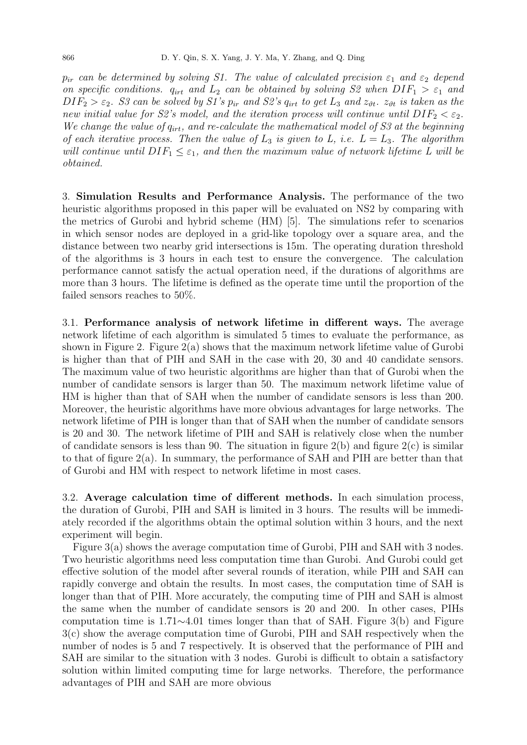*$p_{ir}$ can be determined by solving S1. The value of calculated precision $\varepsilon_1$ and $\varepsilon_2$ depend on specific conditions. $q_{irt}$ and $L_2$ can be obtained by solving S2 when $DIF_1 > \varepsilon_1$ and $DIF_2 > \varepsilon_2$. S3 can be solved by S1's $p_{ir}$ and S2's $q_{irt}$ to get $L_3$ and $z_{\vartheta t}$. $z_{\vartheta t}$ is taken as the new initial value for S2's model, and the iteration process will continue until $DIF_2 < \varepsilon_2$. We change the value of $q_{irt}$, and re-calculate the mathematical model of S3 at the beginning of each iterative process. Then the value of $L_3$ is given to L, i.e. $L = L_3$. The algorithm will continue until $DIF_1 \leq \varepsilon_1$, and then the maximum value of network lifetime L will be obtained.*

## 3. Simulation Results and Performance Analysis.

The performance of the two heuristic algorithms proposed in this paper will be evaluated on NS2 by comparing with the metrics of Gurobi and hybrid scheme (HM) [5]. The simulations refer to scenarios in which sensor nodes are deployed in a grid-like topology over a square area, and the distance between two nearby grid intersections is 15m. The operating duration threshold of the algorithms is 3 hours in each test to ensure the convergence. The calculation performance cannot satisfy the actual operation need, if the durations of algorithms are more than 3 hours. The lifetime is defined as the operate time until the proportion of the failed sensors reaches to 50%.

### 3.1. Performance analysis of network lifetime in different ways.

The average network lifetime of each algorithm is simulated 5 times to evaluate the performance, as shown in Figure 2. Figure 2(a) shows that the maximum network lifetime value of Gurobi is higher than that of PIH and SAH in the case with 20, 30 and 40 candidate sensors. The maximum value of two heuristic algorithms are higher than that of Gurobi when the number of candidate sensors is larger than 50. The maximum network lifetime value of HM is higher than that of SAH when the number of candidate sensors is less than 200. Moreover, the heuristic algorithms have more obvious advantages for large networks. The network lifetime of PIH is longer than that of SAH when the number of candidate sensors is 20 and 30. The network lifetime of PIH and SAH is relatively close when the number of candidate sensors is less than 90. The situation in figure 2(b) and figure 2(c) is similar to that of figure 2(a). In summary, the performance of SAH and PIH are better than that of Gurobi and HM with respect to network lifetime in most cases.

### 3.2. Average calculation time of different methods.

In each simulation process, the duration of Gurobi, PIH and SAH is limited in 3 hours. The results will be immediately recorded if the algorithms obtain the optimal solution within 3 hours, and the next experiment will begin.

Figure 3(a) shows the average computation time of Gurobi, PIH and SAH with 3 nodes. Two heuristic algorithms need less computation time than Gurobi. And Gurobi could get effective solution of the model after several rounds of iteration, while PIH and SAH can rapidly converge and obtain the results. In most cases, the computation time of SAH is longer than that of PIH. More accurately, the computing time of PIH and SAH is almost the same when the number of candidate sensors is 20 and 200. In other cases, PIHs computation time is 1.71∼4.01 times longer than that of SAH. Figure 3(b) and Figure 3(c) show the average computation time of Gurobi, PIH and SAH respectively when the number of nodes is 5 and 7 respectively. It is observed that the performance of PIH and SAH are similar to the situation with 3 nodes. Gurobi is difficult to obtain a satisfactory solution within limited computing time for large networks. Therefore, the performance advantages of PIH and SAH are more obvious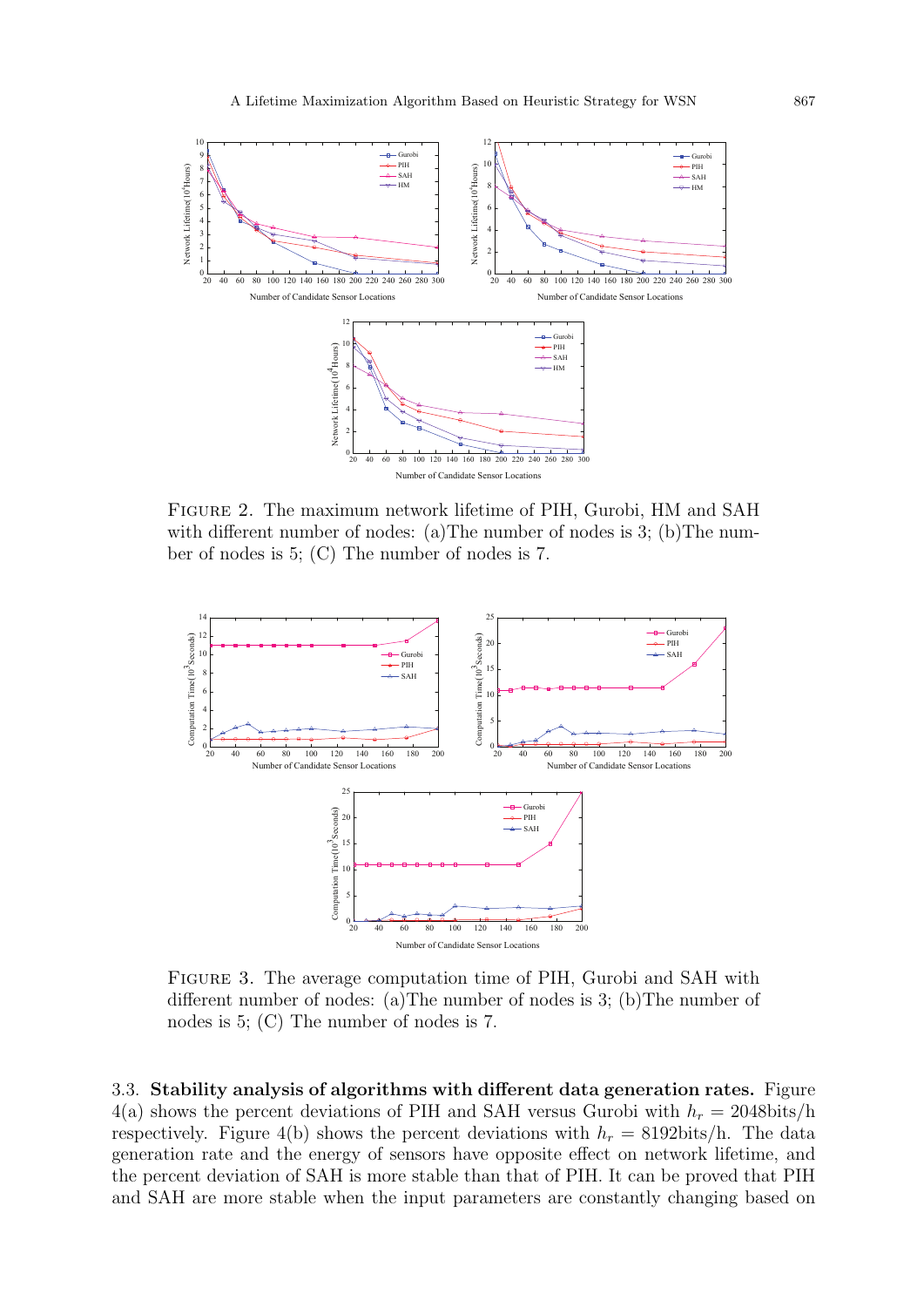Figure 2. The maximum network lifetime of PIH, Gurobi, HM and SAH with different number of nodes: (a)The number of nodes is 3; (b)The number of nodes is 5; (C) The number of nodes is 7.

Figure 3. The average computation time of PIH, Gurobi and SAH with different number of nodes: (a)The number of nodes is 3; (b)The number of nodes is 5; (C) The number of nodes is 7.

3.3. **Stability analysis of algorithms with different data generation rates.** Figure 4(a) shows the percent deviations of PIH and SAH versus Gurobi with $h_r$ = 2048bits/h respectively. Figure 4(b) shows the percent deviations with $h_r$ = 8192bits/h. The data generation rate and the energy of sensors have opposite effect on network lifetime, and the percent deviation of SAH is more stable than that of PIH. It can be proved that PIH and SAH are more stable when the input parameters are constantly changing based on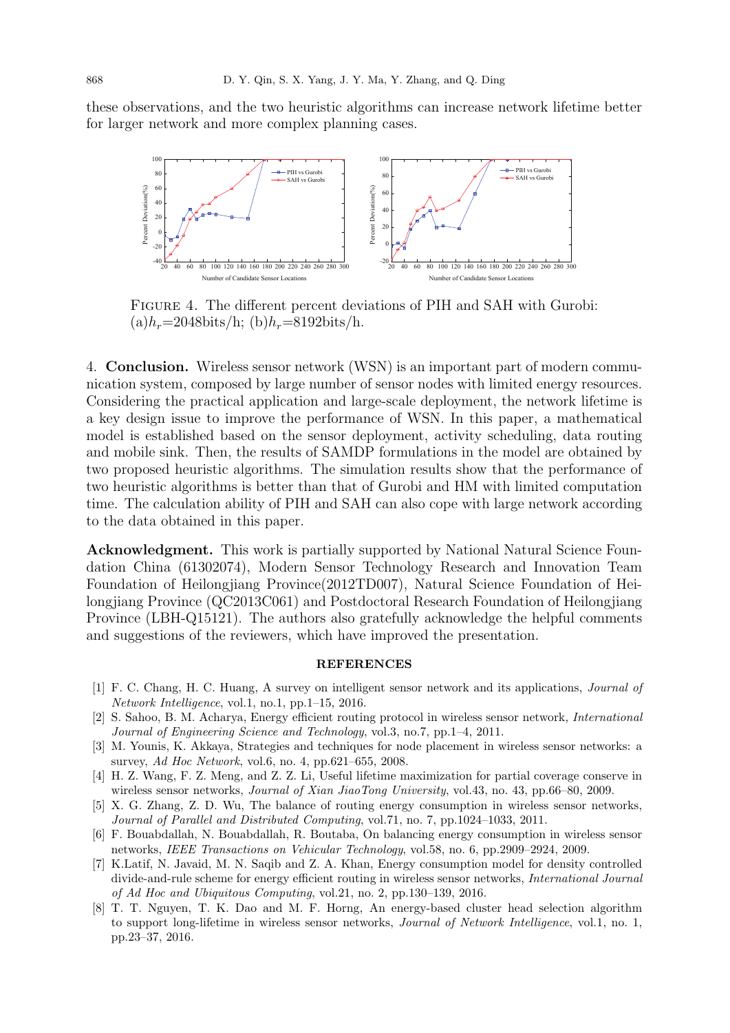these observations, and the two heuristic algorithms can increase network lifetime better for larger network and more complex planning cases.

100
80
60
40
20
0
-20
-40
Percent Deviation(%)
20 40 60 80 100 120 140 160 180 200 220 240 260 280 300
Number of Candidate Sensor Locations
PIH vs Gurobi
SAH vs Gurobi

100
80
60
40
20
0
-20
Percent Deviation(%)
20 40 60 80 100 120 140 160 180 200 220 240 260 280 300
Number of Candidate Sensor Locations
PIH vs Gurobi
SAH vs Gurobi

FIGURE 4. The different percent deviations of PIH and SAH with Gurobi: (a)$h_r$=2048bits/h; (b)$h_r$=8192bits/h.

4. **Conclusion.** Wireless sensor network (WSN) is an important part of modern communication system, composed by large number of sensor nodes with limited energy resources. Considering the practical application and large-scale deployment, the network lifetime is a key design issue to improve the performance of WSN. In this paper, a mathematical model is established based on the sensor deployment, activity scheduling, data routing and mobile sink. Then, the results of SAMDP formulations in the model are obtained by two proposed heuristic algorithms. The simulation results show that the performance of two heuristic algorithms is better than that of Gurobi and HM with limited computation time. The calculation ability of PIH and SAH can also cope with large network according to the data obtained in this paper.

**Acknowledgment.** This work is partially supported by National Natural Science Foundation China (61302074), Modern Sensor Technology Research and Innovation Team Foundation of Heilongjiang Province(2012TD007), Natural Science Foundation of Heilongjiang Province (QC2013C061) and Postdoctoral Research Foundation of Heilongjiang Province (LBH-Q15121). The authors also gratefully acknowledge the helpful comments and suggestions of the reviewers, which have improved the presentation.

## REFERENCES

[1] F. C. Chang, H. C. Huang, A survey on intelligent sensor network and its applications, *Journal of Network Intelligence*, vol.1, no.1, pp.1–15, 2016.

[2] S. Sahoo, B. M. Acharya, Energy efficient routing protocol in wireless sensor network, *International Journal of Engineering Science and Technology*, vol.3, no.7, pp.1–4, 2011.

[3] M. Younis, K. Akkaya, Strategies and techniques for node placement in wireless sensor networks: a survey, *Ad Hoc Network*, vol.6, no. 4, pp.621–655, 2008.

[4] H. Z. Wang, F. Z. Meng, and Z. Z. Li, Useful lifetime maximization for partial coverage conserve in wireless sensor networks, *Journal of Xian JiaoTong University*, vol.43, no. 43, pp.66–80, 2009.

[5] X. G. Zhang, Z. D. Wu, The balance of routing energy consumption in wireless sensor networks, *Journal of Parallel and Distributed Computing*, vol.71, no. 7, pp.1024–1033, 2011.

[6] F. Bouabdallah, N. Bouabdallah, R. Boutaba, On balancing energy consumption in wireless sensor networks, *IEEE Transactions on Vehicular Technology*, vol.58, no. 6, pp.2909–2924, 2009.

[7] K.Latif, N. Javaid, M. N. Saqib and Z. A. Khan, Energy consumption model for density controlled divide-and-rule scheme for energy efficient routing in wireless sensor networks, *International Journal of Ad Hoc and Ubiquitous Computing*, vol.21, no. 2, pp.130–139, 2016.

[8] T. T. Nguyen, T. K. Dao and M. F. Horng, An energy-based cluster head selection algorithm to support long-lifetime in wireless sensor networks, *Journal of Network Intelligence*, vol.1, no. 1, pp.23–37, 2016.